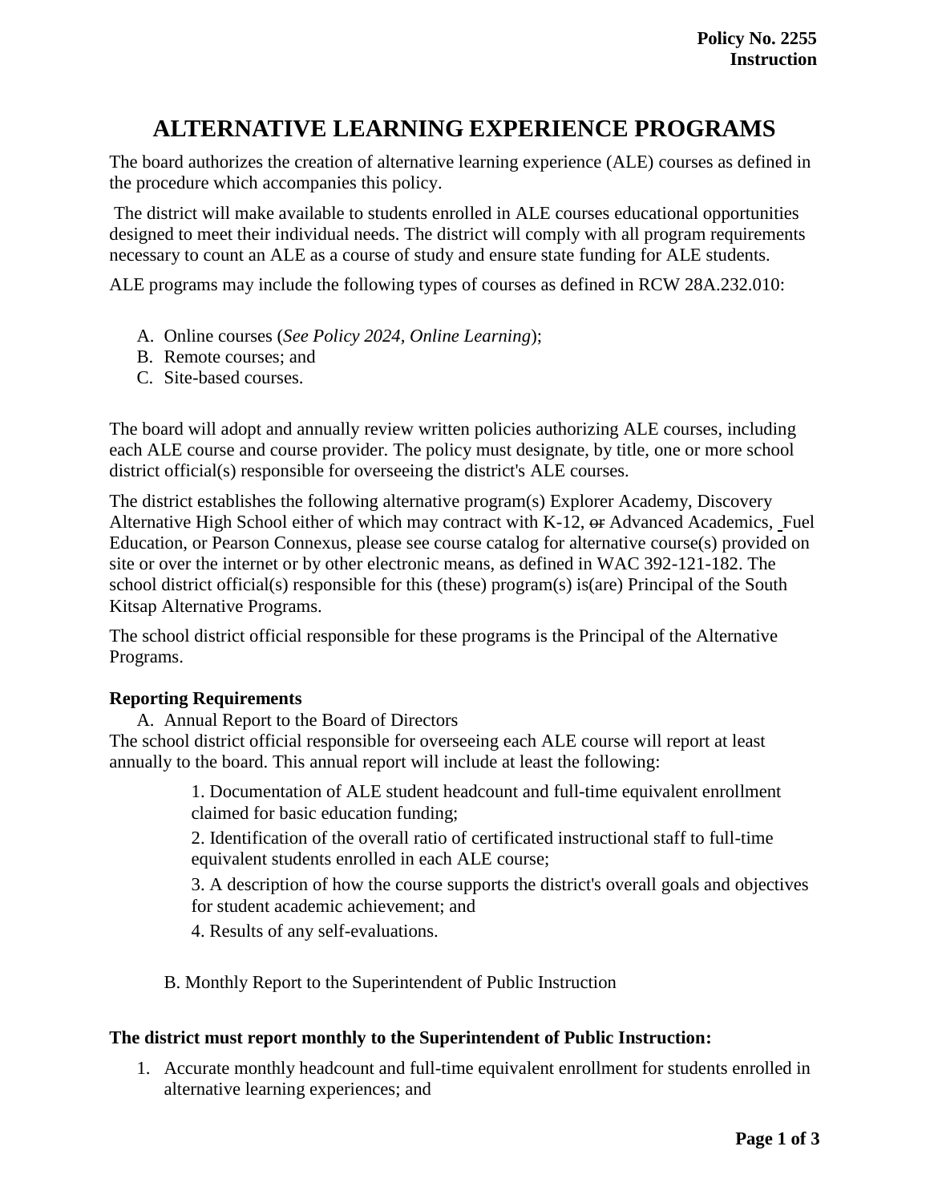# ALTERNATIVE LEARNING EXPERIENCE PROGRAMS

The board authorizes the creation of alternative learning experience (ALE) courses as defined in the procedure which accompanies this policy.

The district will make available to students enrolled in ALE courses educational opportunities designed to meet their individual needs. The district will comply with all program requirements necessary to count an ALE as a course of study and ensure state funding for ALE students.

ALE programs may include the following types of courses as defined in RCW 28A.232.010:

A. Online courses (*See Policy 2024, Online Learning*);
B. Remote courses; and
C. Site-based courses.

The board will adopt and annually review written policies authorizing ALE courses, including each ALE course and course provider. The policy must designate, by title, one or more school district official(s) responsible for overseeing the district's ALE courses.

The district establishes the following alternative program(s) Explorer Academy, Discovery Alternative High School either of which may contract with K-12, ~~or~~ Advanced Academics, Fuel Education, or Pearson Connexus, please see course catalog for alternative course(s) provided on site or over the internet or by other electronic means, as defined in WAC 392-121-182. The school district official(s) responsible for this (these) program(s) is(are) Principal of the South Kitsap Alternative Programs.

The school district official responsible for these programs is the Principal of the Alternative Programs.

**Reporting Requirements**

A. Annual Report to the Board of Directors

The school district official responsible for overseeing each ALE course will report at least annually to the board. This annual report will include at least the following:

1. Documentation of ALE student headcount and full-time equivalent enrollment claimed for basic education funding;
2. Identification of the overall ratio of certificated instructional staff to full-time equivalent students enrolled in each ALE course;
3. A description of how the course supports the district's overall goals and objectives for student academic achievement; and
4. Results of any self-evaluations.

B. Monthly Report to the Superintendent of Public Instruction

**The district must report monthly to the Superintendent of Public Instruction:**

1. Accurate monthly headcount and full-time equivalent enrollment for students enrolled in alternative learning experiences; and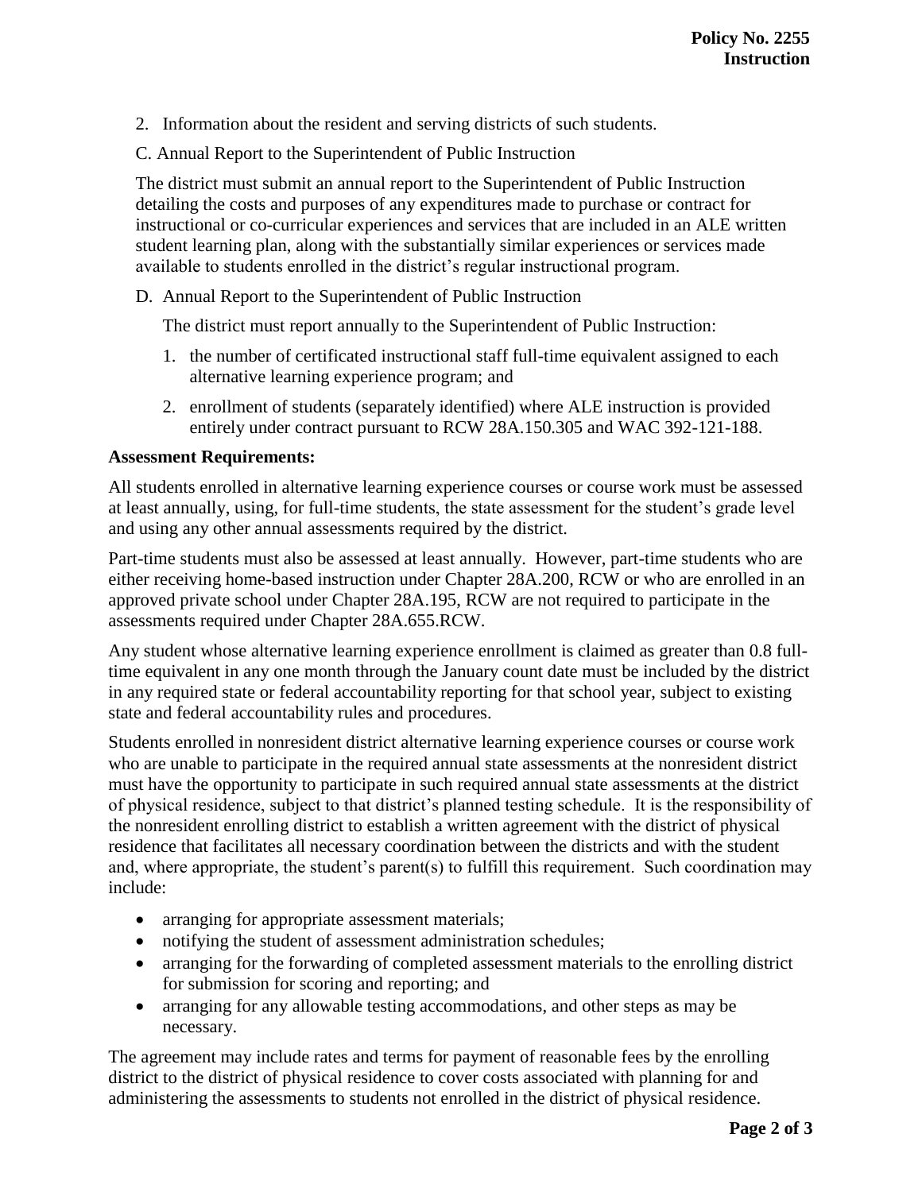2. Information about the resident and serving districts of such students.

C. Annual Report to the Superintendent of Public Instruction

The district must submit an annual report to the Superintendent of Public Instruction detailing the costs and purposes of any expenditures made to purchase or contract for instructional or co-curricular experiences and services that are included in an ALE written student learning plan, along with the substantially similar experiences or services made available to students enrolled in the district's regular instructional program.

D. Annual Report to the Superintendent of Public Instruction

The district must report annually to the Superintendent of Public Instruction:

1. the number of certificated instructional staff full-time equivalent assigned to each alternative learning experience program; and
2. enrollment of students (separately identified) where ALE instruction is provided entirely under contract pursuant to RCW 28A.150.305 and WAC 392-121-188.

**Assessment Requirements:**

All students enrolled in alternative learning experience courses or course work must be assessed at least annually, using, for full-time students, the state assessment for the student's grade level and using any other annual assessments required by the district.

Part-time students must also be assessed at least annually. However, part-time students who are either receiving home-based instruction under Chapter 28A.200, RCW or who are enrolled in an approved private school under Chapter 28A.195, RCW are not required to participate in the assessments required under Chapter 28A.655.RCW.

Any student whose alternative learning experience enrollment is claimed as greater than 0.8 full-time equivalent in any one month through the January count date must be included by the district in any required state or federal accountability reporting for that school year, subject to existing state and federal accountability rules and procedures.

Students enrolled in nonresident district alternative learning experience courses or course work who are unable to participate in the required annual state assessments at the nonresident district must have the opportunity to participate in such required annual state assessments at the district of physical residence, subject to that district's planned testing schedule. It is the responsibility of the nonresident enrolling district to establish a written agreement with the district of physical residence that facilitates all necessary coordination between the districts and with the student and, where appropriate, the student's parent(s) to fulfill this requirement. Such coordination may include:

- arranging for appropriate assessment materials;
- notifying the student of assessment administration schedules;
- arranging for the forwarding of completed assessment materials to the enrolling district for submission for scoring and reporting; and
- arranging for any allowable testing accommodations, and other steps as may be necessary.

The agreement may include rates and terms for payment of reasonable fees by the enrolling district to the district of physical residence to cover costs associated with planning for and administering the assessments to students not enrolled in the district of physical residence.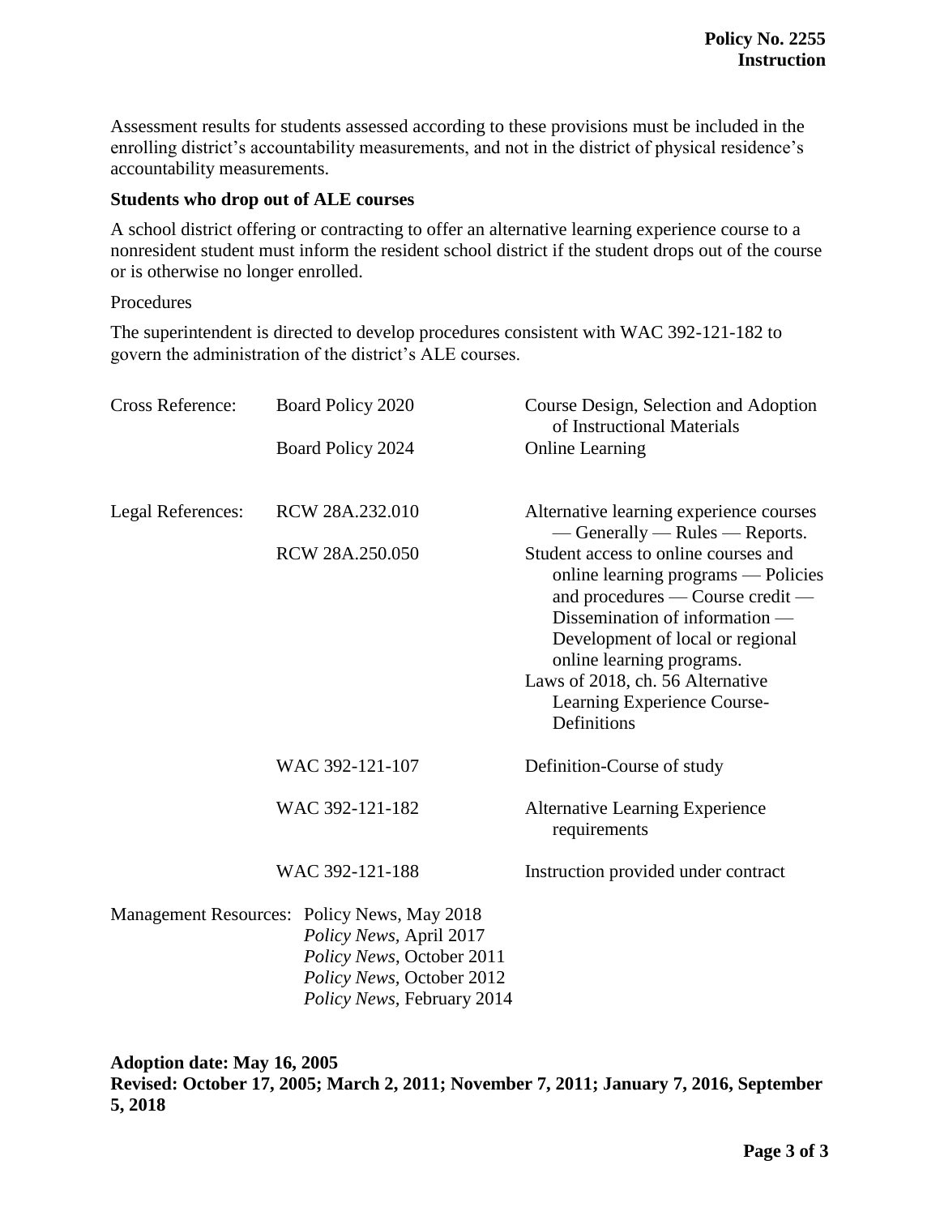Assessment results for students assessed according to these provisions must be included in the enrolling district's accountability measurements, and not in the district of physical residence's accountability measurements.

**Students who drop out of ALE courses**

A school district offering or contracting to offer an alternative learning experience course to a nonresident student must inform the resident school district if the student drops out of the course or is otherwise no longer enrolled.

Procedures

The superintendent is directed to develop procedures consistent with WAC 392-121-182 to govern the administration of the district's ALE courses.

| | | |
|---|---|---|
| Cross Reference: | Board Policy 2020 | Course Design, Selection and Adoption of Instructional Materials |
| | Board Policy 2024 | Online Learning |
| Legal References: | RCW 28A.232.010 | Alternative learning experience courses — Generally — Rules — Reports. |
| | RCW 28A.250.050 | Student access to online courses and online learning programs — Policies and procedures — Course credit — Dissemination of information — Development of local or regional online learning programs. |
| | | Laws of 2018, ch. 56 Alternative Learning Experience Course-Definitions |
| | WAC 392-121-107 | Definition-Course of study |
| | WAC 392-121-182 | Alternative Learning Experience requirements |
| | WAC 392-121-188 | Instruction provided under contract |

Management Resources: Policy News, May 2018
*Policy News*, April 2017
*Policy News*, October 2011
*Policy News*, October 2012
*Policy News*, February 2014

**Adoption date: May 16, 2005**
**Revised: October 17, 2005; March 2, 2011; November 7, 2011; January 7, 2016, September 5, 2018**